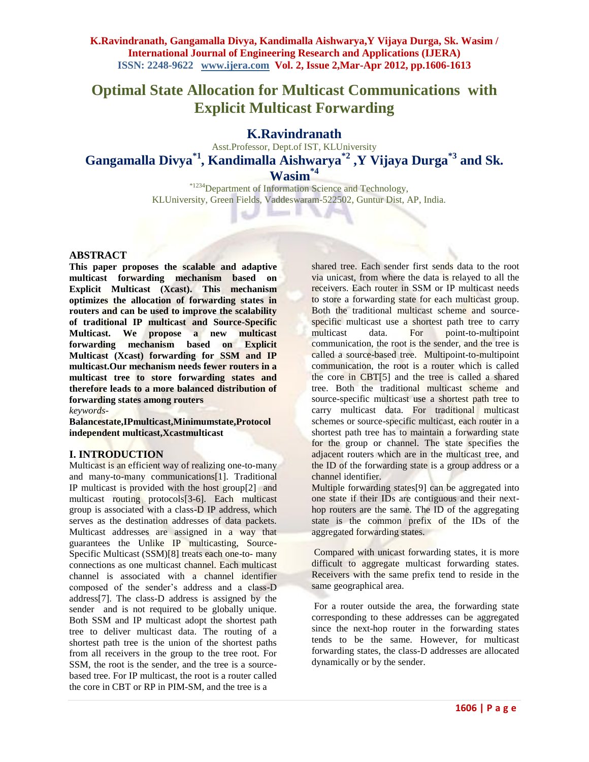# Optimal State Allocation for Multicast Communications with Explicit Multicast Forwarding

**K.Ravindranath**

Asst.Professor, Dept.of IST, KLUniversity

**Gangamalla Divya[*1], Kandimalla Aishwarya[*2] ,Y Vijaya Durga[*3] and Sk. Wasim[*4]**

[*1234]Department of Information Science and Technology, KLUniversity, Green Fields, Vaddeswaram-522502, Guntur Dist, AP, India.

## ABSTRACT

**This paper proposes the scalable and adaptive multicast forwarding mechanism based on Explicit Multicast (Xcast). This mechanism optimizes the allocation of forwarding states in routers and can be used to improve the scalability of traditional IP multicast and Source-Specific Multicast. We propose a new multicast forwarding mechanism based on Explicit Multicast (Xcast) forwarding for SSM and IP multicast.Our mechanism needs fewer routers in a multicast tree to store forwarding states and therefore leads to a more balanced distribution of forwarding states among routers**

*keywords-*

**Balancestate,IPmulticast,Minimumstate,Protocol independent multicast,Xcastmulticast**

## I. INTRODUCTION

Multicast is an efficient way of realizing one-to-many and many-to-many communications[1]. Traditional IP multicast is provided with the host group[2] and multicast routing protocols[3-6]. Each multicast group is associated with a class-D IP address, which serves as the destination addresses of data packets. Multicast addresses are assigned in a way that guarantees the Unlike IP multicasting, Source-Specific Multicast (SSM)[8] treats each one-to- many connections as one multicast channel. Each multicast channel is associated with a channel identifier composed of the sender's address and a class-D address[7]. The class-D address is assigned by the sender and is not required to be globally unique. Both SSM and IP multicast adopt the shortest path tree to deliver multicast data. The routing of a shortest path tree is the union of the shortest paths from all receivers in the group to the tree root. For SSM, the root is the sender, and the tree is a source-based tree. For IP multicast, the root is a router called the core in CBT or RP in PIM-SM, and the tree is a shared tree. Each sender first sends data to the root via unicast, from where the data is relayed to all the receivers. Each router in SSM or IP multicast needs to store a forwarding state for each multicast group. Both the traditional multicast scheme and source-specific multicast use a shortest path tree to carry multicast data. For point-to-multipoint communication, the root is the sender, and the tree is called a source-based tree. Multipoint-to-multipoint communication, the root is a router which is called the core in CBT[5] and the tree is called a shared tree. Both the traditional multicast scheme and source-specific multicast use a shortest path tree to carry multicast data. For traditional multicast schemes or source-specific multicast, each router in a shortest path tree has to maintain a forwarding state for the group or channel. The state specifies the adjacent routers which are in the multicast tree, and the ID of the forwarding state is a group address or a channel identifier.

Multiple forwarding states[9] can be aggregated into one state if their IDs are contiguous and their next-hop routers are the same. The ID of the aggregating state is the common prefix of the IDs of the aggregated forwarding states.

Compared with unicast forwarding states, it is more difficult to aggregate multicast forwarding states. Receivers with the same prefix tend to reside in the same geographical area.

For a router outside the area, the forwarding state corresponding to these addresses can be aggregated since the next-hop router in the forwarding states tends to be the same. However, for multicast forwarding states, the class-D addresses are allocated dynamically or by the sender.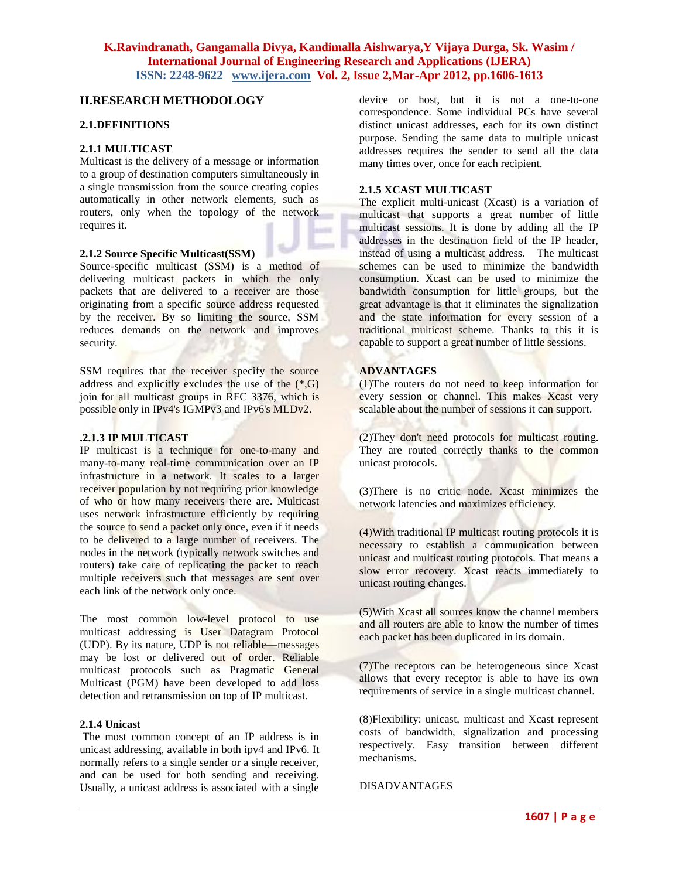## II.RESEARCH METHODOLOGY

### 2.1.DEFINITIONS

#### 2.1.1 MULTICAST

Multicast is the delivery of a message or information to a group of destination computers simultaneously in a single transmission from the source creating copies automatically in other network elements, such as routers, only when the topology of the network requires it.

#### 2.1.2 Source Specific Multicast(SSM)

Source-specific multicast (SSM) is a method of delivering multicast packets in which the only packets that are delivered to a receiver are those originating from a specific source address requested by the receiver. By so limiting the source, SSM reduces demands on the network and improves security.

SSM requires that the receiver specify the source address and explicitly excludes the use of the (*,G) join for all multicast groups in RFC 3376, which is possible only in IPv4's IGMPv3 and IPv6's MLDv2.

#### .2.1.3 IP MULTICAST

IP multicast is a technique for one-to-many and many-to-many real-time communication over an IP infrastructure in a network. It scales to a larger receiver population by not requiring prior knowledge of who or how many receivers there are. Multicast uses network infrastructure efficiently by requiring the source to send a packet only once, even if it needs to be delivered to a large number of receivers. The nodes in the network (typically network switches and routers) take care of replicating the packet to reach multiple receivers such that messages are sent over each link of the network only once.

The most common low-level protocol to use multicast addressing is User Datagram Protocol (UDP). By its nature, UDP is not reliable—messages may be lost or delivered out of order. Reliable multicast protocols such as Pragmatic General Multicast (PGM) have been developed to add loss detection and retransmission on top of IP multicast.

#### 2.1.4 Unicast

The most common concept of an IP address is in unicast addressing, available in both ipv4 and IPv6. It normally refers to a single sender or a single receiver, and can be used for both sending and receiving. Usually, a unicast address is associated with a single device or host, but it is not a one-to-one correspondence. Some individual PCs have several distinct unicast addresses, each for its own distinct purpose. Sending the same data to multiple unicast addresses requires the sender to send all the data many times over, once for each recipient.

#### 2.1.5 XCAST MULTICAST

The explicit multi-unicast (Xcast) is a variation of multicast that supports a great number of little multicast sessions. It is done by adding all the IP addresses in the destination field of the IP header, instead of using a multicast address. The multicast schemes can be used to minimize the bandwidth consumption. Xcast can be used to minimize the bandwidth consumption for little groups, but the great advantage is that it eliminates the signalization and the state information for every session of a traditional multicast scheme. Thanks to this it is capable to support a great number of little sessions.

**ADVANTAGES**

(1)The routers do not need to keep information for every session or channel. This makes Xcast very scalable about the number of sessions it can support.

(2)They don't need protocols for multicast routing. They are routed correctly thanks to the common unicast protocols.

(3)There is no critic node. Xcast minimizes the network latencies and maximizes efficiency.

(4)With traditional IP multicast routing protocols it is necessary to establish a communication between unicast and multicast routing protocols. That means a slow error recovery. Xcast reacts immediately to unicast routing changes.

(5)With Xcast all sources know the channel members and all routers are able to know the number of times each packet has been duplicated in its domain.

(7)The receptors can be heterogeneous since Xcast allows that every receptor is able to have its own requirements of service in a single multicast channel.

(8)Flexibility: unicast, multicast and Xcast represent costs of bandwidth, signalization and processing respectively. Easy transition between different mechanisms.

DISADVANTAGES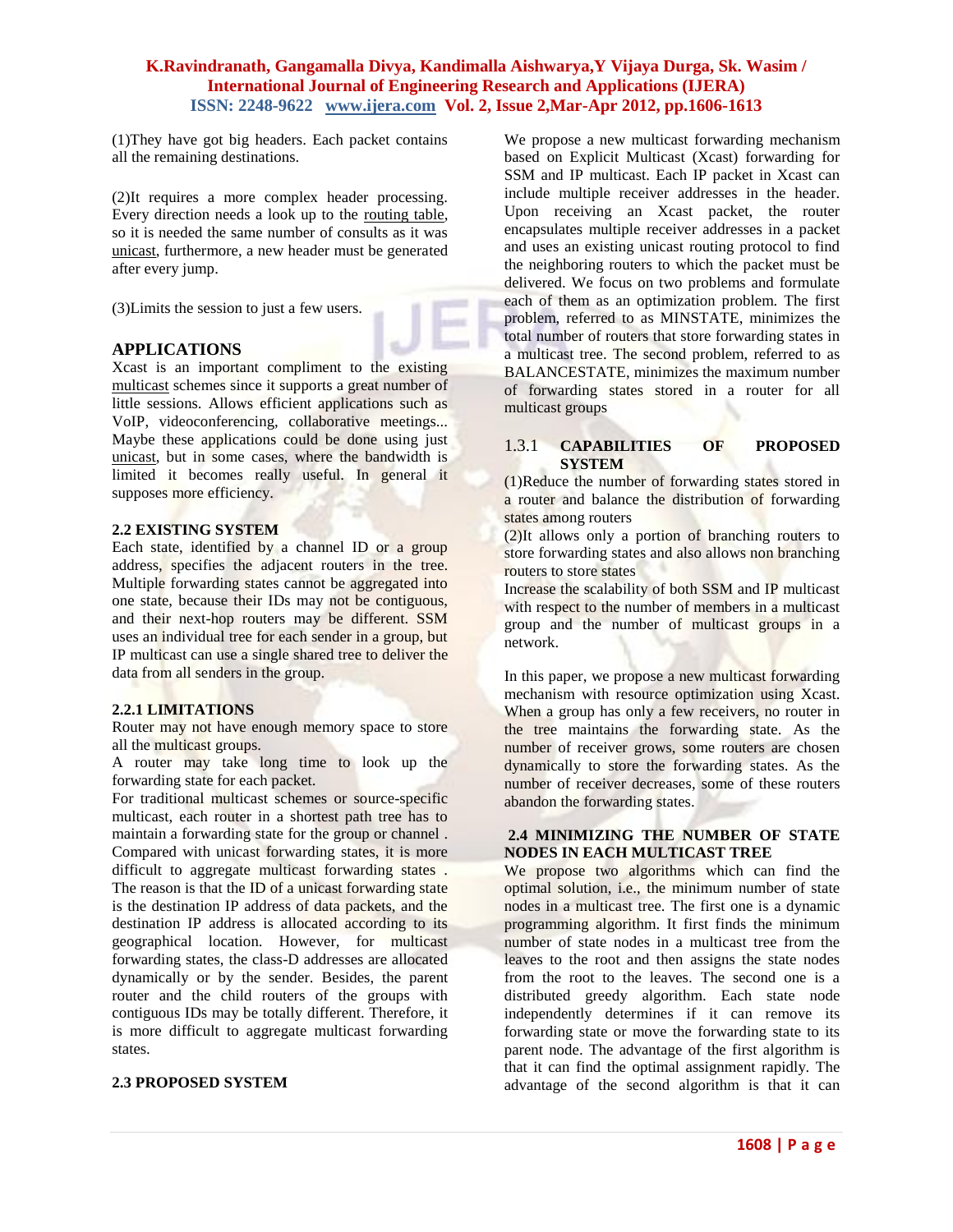(1)They have got big headers. Each packet contains all the remaining destinations.

(2)It requires a more complex header processing. Every direction needs a look up to the routing table, so it is needed the same number of consults as it was unicast, furthermore, a new header must be generated after every jump.

(3)Limits the session to just a few users.

## APPLICATIONS

Xcast is an important compliment to the existing multicast schemes since it supports a great number of little sessions. Allows efficient applications such as VoIP, videoconferencing, collaborative meetings... Maybe these applications could be done using just unicast, but in some cases, where the bandwidth is limited it becomes really useful. In general it supposes more efficiency.

### 2.2 EXISTING SYSTEM

Each state, identified by a channel ID or a group address, specifies the adjacent routers in the tree. Multiple forwarding states cannot be aggregated into one state, because their IDs may not be contiguous, and their next-hop routers may be different. SSM uses an individual tree for each sender in a group, but IP multicast can use a single shared tree to deliver the data from all senders in the group.

#### 2.2.1 LIMITATIONS

Router may not have enough memory space to store all the multicast groups.
A router may take long time to look up the forwarding state for each packet.
For traditional multicast schemes or source-specific multicast, each router in a shortest path tree has to maintain a forwarding state for the group or channel . Compared with unicast forwarding states, it is more difficult to aggregate multicast forwarding states . The reason is that the ID of a unicast forwarding state is the destination IP address of data packets, and the destination IP address is allocated according to its geographical location. However, for multicast forwarding states, the class-D addresses are allocated dynamically or by the sender. Besides, the parent router and the child routers of the groups with contiguous IDs may be totally different. Therefore, it is more difficult to aggregate multicast forwarding states.

### 2.3 PROPOSED SYSTEM

We propose a new multicast forwarding mechanism based on Explicit Multicast (Xcast) forwarding for SSM and IP multicast. Each IP packet in Xcast can include multiple receiver addresses in the header. Upon receiving an Xcast packet, the router encapsulates multiple receiver addresses in a packet and uses an existing unicast routing protocol to find the neighboring routers to which the packet must be delivered. We focus on two problems and formulate each of them as an optimization problem. The first problem, referred to as MINSTATE, minimizes the total number of routers that store forwarding states in a multicast tree. The second problem, referred to as BALANCESTATE, minimizes the maximum number of forwarding states stored in a router for all multicast groups

#### 1.3.1 CAPABILITIES OF PROPOSED SYSTEM

(1)Reduce the number of forwarding states stored in a router and balance the distribution of forwarding states among routers
(2)It allows only a portion of branching routers to store forwarding states and also allows non branching routers to store states
Increase the scalability of both SSM and IP multicast with respect to the number of members in a multicast group and the number of multicast groups in a network.

In this paper, we propose a new multicast forwarding mechanism with resource optimization using Xcast. When a group has only a few receivers, no router in the tree maintains the forwarding state. As the number of receiver grows, some routers are chosen dynamically to store the forwarding states. As the number of receiver decreases, some of these routers abandon the forwarding states.

### 2.4 MINIMIZING THE NUMBER OF STATE NODES IN EACH MULTICAST TREE

We propose two algorithms which can find the optimal solution, i.e., the minimum number of state nodes in a multicast tree. The first one is a dynamic programming algorithm. It first finds the minimum number of state nodes in a multicast tree from the leaves to the root and then assigns the state nodes from the root to the leaves. The second one is a distributed greedy algorithm. Each state node independently determines if it can remove its forwarding state or move the forwarding state to its parent node. The advantage of the first algorithm is that it can find the optimal assignment rapidly. The advantage of the second algorithm is that it can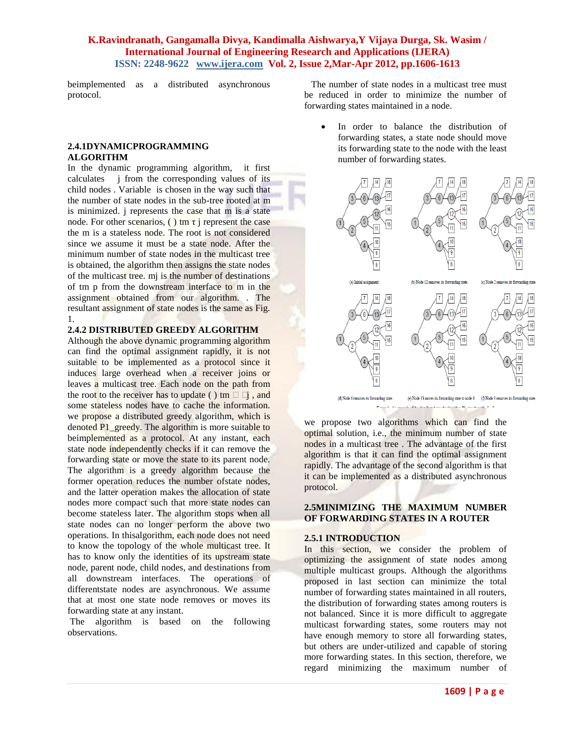beimplemented as a distributed asynchronous protocol.

### 2.4.1DYNAMICPROGRAMMING ALGORITHM

In the dynamic programming algorithm, it first calculates j from the corresponding values of its child nodes . Variable is chosen in the way such that the number of state nodes in the sub-tree rooted at m is minimized. j represents the case that m is a state node. For other scenarios, ( ) tm τ j represent the case the m is a stateless node. The root is not considered since we assume it must be a state node. After the minimum number of state nodes in the multicast tree is obtained, the algorithm then assigns the state nodes of the multicast tree. mj is the number of destinations of tm p from the downstream interface to m in the assignment obtained from our algorithm. . The resultant assignment of state nodes is the same as Fig. 1.

### 2.4.2 DISTRIBUTED GREEDY ALGORITHM

Although the above dynamic programming algorithm can find the optimal assignment rapidly, it is not suitable to be implemented as a protocol since it induces large overhead when a receiver joins or leaves a multicast tree. Each node on the path from the root to the receiver has to update ( ) tm □ □j , and some stateless nodes have to cache the information. we propose a distributed greedy algorithm, which is denoted P1_greedy. The algorithm is more suitable to beimplemented as a protocol. At any instant, each state node independently checks if it can remove the forwarding state or move the state to its parent node. The algorithm is a greedy algorithm because the former operation reduces the number ofstate nodes, and the latter operation makes the allocation of state nodes more compact such that more state nodes can become stateless later. The algorithm stops when all state nodes can no longer perform the above two operations. In thisalgorithm, each node does not need to know the topology of the whole multicast tree. It has to know only the identities of its upstream state node, parent node, child nodes, and destinations from all downstream interfaces. The operations of differentstate nodes are asynchronous. We assume that at most one state node removes or moves its forwarding state at any instant.

The algorithm is based on the following observations.

The number of state nodes in a multicast tree must be reduced in order to minimize the number of forwarding states maintained in a node.

- In order to balance the distribution of forwarding states, a state node should move its forwarding state to the node with the least number of forwarding states.

(a) Initial assignment. (b) Node 12 removes its forwarding state. (c) Node 2 removes its forwarding state. (d) Node 6 removes its forwarding state. (e) Node 13 moves its forwarding state to node 6. (f) Node 3 removes its forwarding state.

we propose two algorithms which can find the optimal solution, i.e., the minimum number of state nodes in a multicast tree . The advantage of the first algorithm is that it can find the optimal assignment rapidly. The advantage of the second algorithm is that it can be implemented as a distributed asynchronous protocol.

## 2.5MINIMIZING THE MAXIMUM NUMBER OF FORWARDING STATES IN A ROUTER

### 2.5.1 INTRODUCTION

In this section, we consider the problem of optimizing the assignment of state nodes among multiple multicast groups. Although the algorithms proposed in last section can minimize the total number of forwarding states maintained in all routers, the distribution of forwarding states among routers is not balanced. Since it is more difficult to aggregate multicast forwarding states, some routers may not have enough memory to store all forwarding states, but others are under-utilized and capable of storing more forwarding states. In this section, therefore, we regard minimizing the maximum number of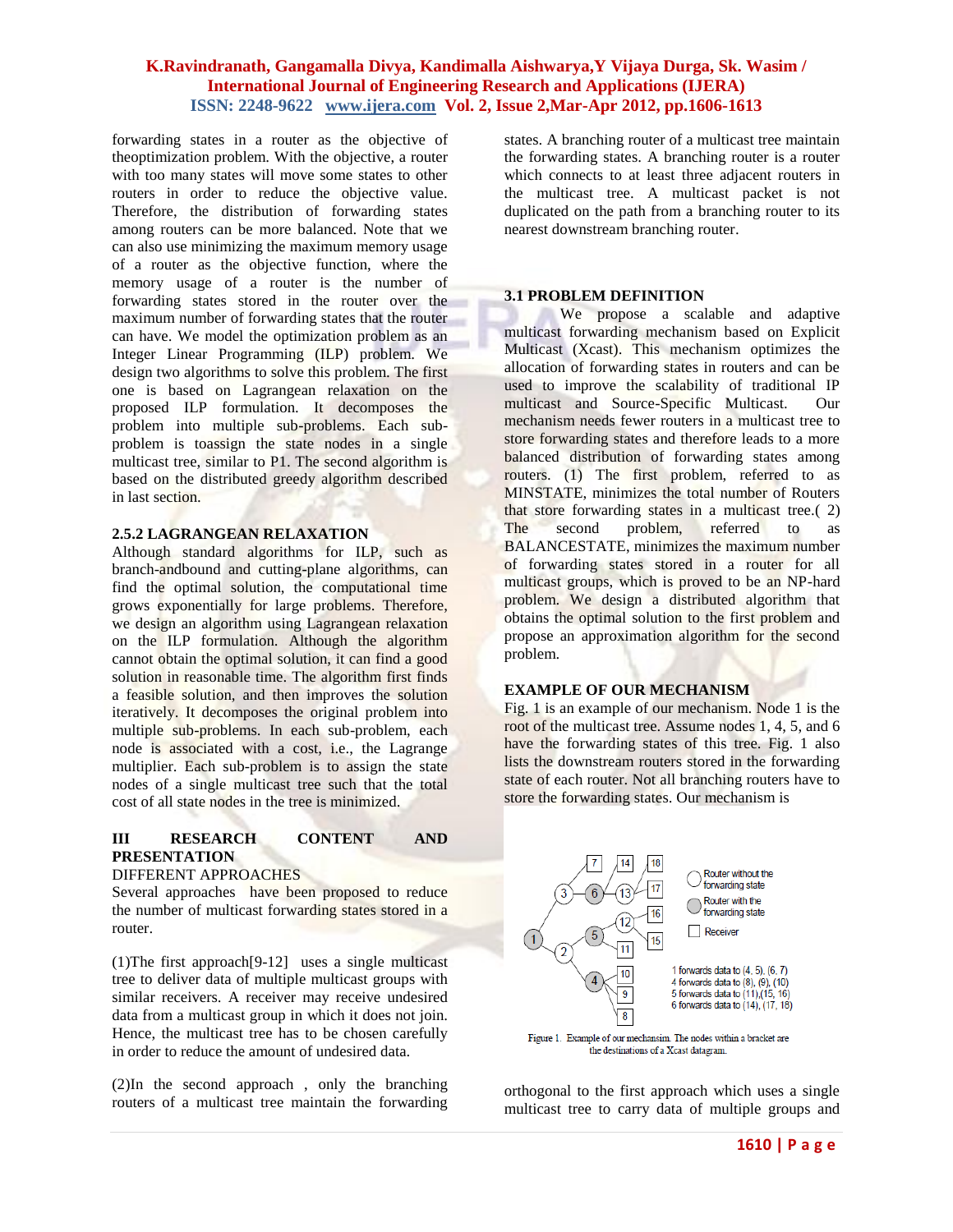forwarding states in a router as the objective of theoptimization problem. With the objective, a router with too many states will move some states to other routers in order to reduce the objective value. Therefore, the distribution of forwarding states among routers can be more balanced. Note that we can also use minimizing the maximum memory usage of a router as the objective function, where the memory usage of a router is the number of forwarding states stored in the router over the maximum number of forwarding states that the router can have. We model the optimization problem as an Integer Linear Programming (ILP) problem. We design two algorithms to solve this problem. The first one is based on Lagrangean relaxation on the proposed ILP formulation. It decomposes the problem into multiple sub-problems. Each sub-problem is toassign the state nodes in a single multicast tree, similar to P1. The second algorithm is based on the distributed greedy algorithm described in last section.

### 2.5.2 LAGRANGEAN RELAXATION

Although standard algorithms for ILP, such as branch-andbound and cutting-plane algorithms, can find the optimal solution, the computational time grows exponentially for large problems. Therefore, we design an algorithm using Lagrangean relaxation on the ILP formulation. Although the algorithm cannot obtain the optimal solution, it can find a good solution in reasonable time. The algorithm first finds a feasible solution, and then improves the solution iteratively. It decomposes the original problem into multiple sub-problems. In each sub-problem, each node is associated with a cost, i.e., the Lagrange multiplier. Each sub-problem is to assign the state nodes of a single multicast tree such that the total cost of all state nodes in the tree is minimized.

## III RESEARCH CONTENT AND PRESENTATION

DIFFERENT APPROACHES

Several approaches have been proposed to reduce the number of multicast forwarding states stored in a router.

(1)The first approach[9-12] uses a single multicast tree to deliver data of multiple multicast groups with similar receivers. A receiver may receive undesired data from a multicast group in which it does not join. Hence, the multicast tree has to be chosen carefully in order to reduce the amount of undesired data.

(2)In the second approach , only the branching routers of a multicast tree maintain the forwarding states. A branching router of a multicast tree maintain the forwarding states. A branching router is a router which connects to at least three adjacent routers in the multicast tree. A multicast packet is not duplicated on the path from a branching router to its nearest downstream branching router.

### 3.1 PROBLEM DEFINITION

We propose a scalable and adaptive multicast forwarding mechanism based on Explicit Multicast (Xcast). This mechanism optimizes the allocation of forwarding states in routers and can be used to improve the scalability of traditional IP multicast and Source-Specific Multicast. Our mechanism needs fewer routers in a multicast tree to store forwarding states and therefore leads to a more balanced distribution of forwarding states among routers. (1) The first problem, referred to as MINSTATE, minimizes the total number of Routers that store forwarding states in a multicast tree.( 2) The second problem, referred to as BALANCESTATE, minimizes the maximum number of forwarding states stored in a router for all multicast groups, which is proved to be an NP-hard problem. We design a distributed algorithm that obtains the optimal solution to the first problem and propose an approximation algorithm for the second problem.

### EXAMPLE OF OUR MECHANISM

Fig. 1 is an example of our mechanism. Node 1 is the root of the multicast tree. Assume nodes 1, 4, 5, and 6 have the forwarding states of this tree. Fig. 1 also lists the downstream routers stored in the forwarding state of each router. Not all branching routers have to store the forwarding states. Our mechanism is

Figure 1. Example of our mechansim. The nodes within a bracket are the destinations of a Xcast datagram.

orthogonal to the first approach which uses a single multicast tree to carry data of multiple groups and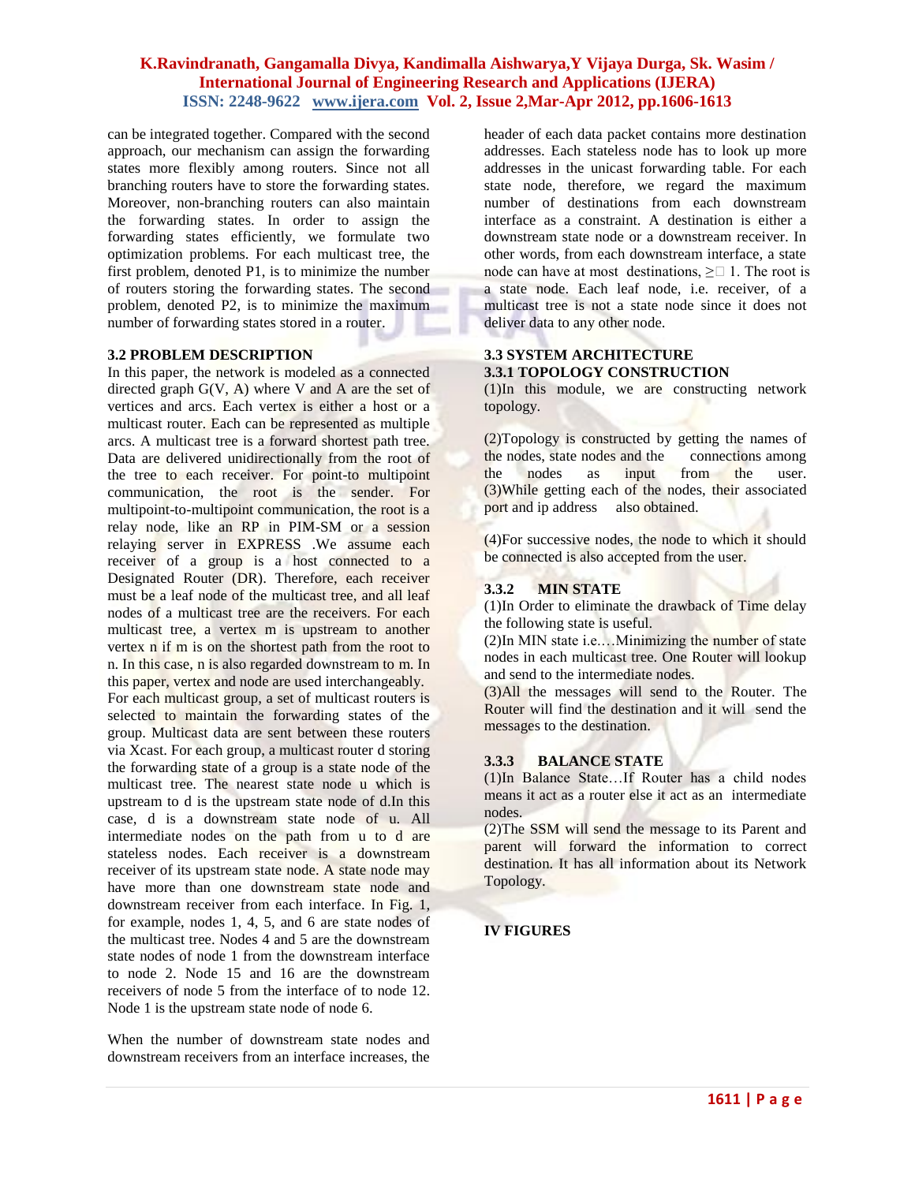can be integrated together. Compared with the second approach, our mechanism can assign the forwarding states more flexibly among routers. Since not all branching routers have to store the forwarding states. Moreover, non-branching routers can also maintain the forwarding states. In order to assign the forwarding states efficiently, we formulate two optimization problems. For each multicast tree, the first problem, denoted P1, is to minimize the number of routers storing the forwarding states. The second problem, denoted P2, is to minimize the maximum number of forwarding states stored in a router.

### 3.2 PROBLEM DESCRIPTION

In this paper, the network is modeled as a connected directed graph G(V, A) where V and A are the set of vertices and arcs. Each vertex is either a host or a multicast router. Each can be represented as multiple arcs. A multicast tree is a forward shortest path tree. Data are delivered unidirectionally from the root of the tree to each receiver. For point-to multipoint communication, the root is the sender. For multipoint-to-multipoint communication, the root is a relay node, like an RP in PIM-SM or a session relaying server in EXPRESS .We assume each receiver of a group is a host connected to a Designated Router (DR). Therefore, each receiver must be a leaf node of the multicast tree, and all leaf nodes of a multicast tree are the receivers. For each multicast tree, a vertex m is upstream to another vertex n if m is on the shortest path from the root to n. In this case, n is also regarded downstream to m. In this paper, vertex and node are used interchangeably.

For each multicast group, a set of multicast routers is selected to maintain the forwarding states of the group. Multicast data are sent between these routers via Xcast. For each group, a multicast router d storing the forwarding state of a group is a state node of the multicast tree. The nearest state node u which is upstream to d is the upstream state node of d.In this case, d is a downstream state node of u. All intermediate nodes on the path from u to d are stateless nodes. Each receiver is a downstream receiver of its upstream state node. A state node may have more than one downstream state node and downstream receiver from each interface. In Fig. 1, for example, nodes 1, 4, 5, and 6 are state nodes of the multicast tree. Nodes 4 and 5 are the downstream state nodes of node 1 from the downstream interface to node 2. Node 15 and 16 are the downstream receivers of node 5 from the interface of to node 12. Node 1 is the upstream state node of node 6.

When the number of downstream state nodes and downstream receivers from an interface increases, the header of each data packet contains more destination addresses. Each stateless node has to look up more addresses in the unicast forwarding table. For each state node, therefore, we regard the maximum number of destinations from each downstream interface as a constraint. A destination is either a downstream state node or a downstream receiver. In other words, from each downstream interface, a state node can have at most destinations, ≥□ 1. The root is a state node. Each leaf node, i.e. receiver, of a multicast tree is not a state node since it does not deliver data to any other node.

### 3.3 SYSTEM ARCHITECTURE

#### 3.3.1 TOPOLOGY CONSTRUCTION

(1)In this module, we are constructing network topology.

(2)Topology is constructed by getting the names of the nodes, state nodes and the connections among the nodes as input from the user.
(3)While getting each of the nodes, their associated port and ip address also obtained.

(4)For successive nodes, the node to which it should be connected is also accepted from the user.

#### 3.3.2 MIN STATE

(1)In Order to eliminate the drawback of Time delay the following state is useful.
(2)In MIN state i.e.…Minimizing the number of state nodes in each multicast tree. One Router will lookup and send to the intermediate nodes.
(3)All the messages will send to the Router. The Router will find the destination and it will send the messages to the destination.

#### 3.3.3 BALANCE STATE

(1)In Balance State…If Router has a child nodes means it act as a router else it act as an intermediate nodes.
(2)The SSM will send the message to its Parent and parent will forward the information to correct destination. It has all information about its Network Topology.

## IV FIGURES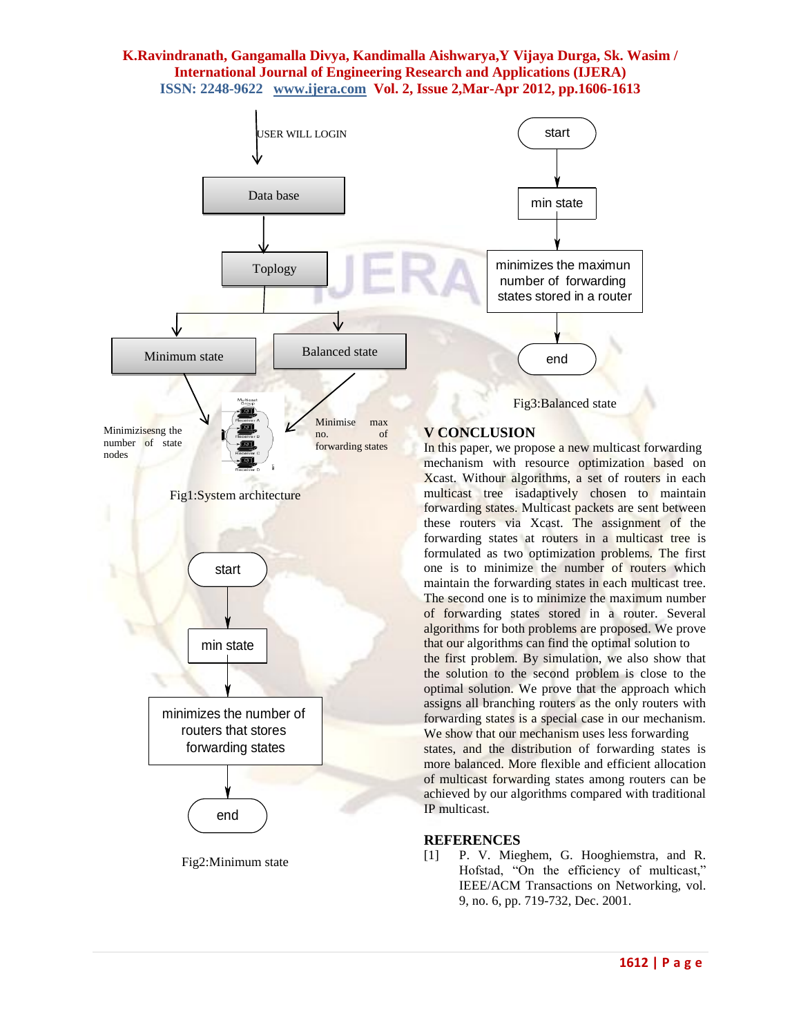USER WILL LOGIN

Data base

Toplogy

Minimum state

Balanced state

Minimizisesng the number of state nodes

Minimise max no. of forwarding states

Fig1:System architecture

start

min state

minimizes the number of routers that stores forwarding states

end

Fig2:Minimum state

start

min state

minimizes the maximun number of forwarding states stored in a router

end

Fig3:Balanced state

## V CONCLUSION

In this paper, we propose a new multicast forwarding mechanism with resource optimization based on Xcast. Withour algorithms, a set of routers in each multicast tree isadaptively chosen to maintain forwarding states. Multicast packets are sent between these routers via Xcast. The assignment of the forwarding states at routers in a multicast tree is formulated as two optimization problems. The first one is to minimize the number of routers which maintain the forwarding states in each multicast tree. The second one is to minimize the maximum number of forwarding states stored in a router. Several algorithms for both problems are proposed. We prove that our algorithms can find the optimal solution to the first problem. By simulation, we also show that the solution to the second problem is close to the optimal solution. We prove that the approach which assigns all branching routers as the only routers with forwarding states is a special case in our mechanism. We show that our mechanism uses less forwarding states, and the distribution of forwarding states is more balanced. More flexible and efficient allocation of multicast forwarding states among routers can be achieved by our algorithms compared with traditional IP multicast.

## REFERENCES

[1] P. V. Mieghem, G. Hooghiemstra, and R. Hofstad, "On the efficiency of multicast," IEEE/ACM Transactions on Networking, vol. 9, no. 6, pp. 719-732, Dec. 2001.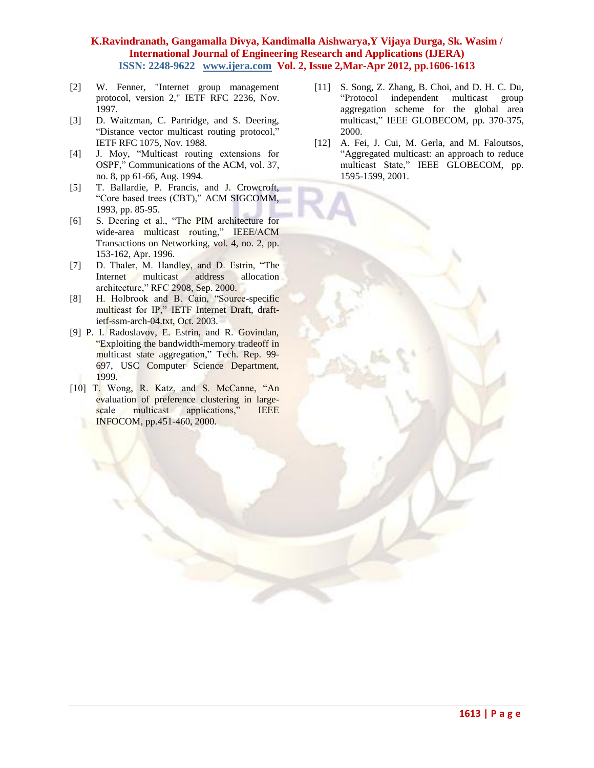[2] W. Fenner, "Internet group management protocol, version 2," IETF RFC 2236, Nov. 1997.

[3] D. Waitzman, C. Partridge, and S. Deering, “Distance vector multicast routing protocol,” IETF RFC 1075, Nov. 1988.

[4] J. Moy, “Multicast routing extensions for OSPF,” Communications of the ACM, vol. 37, no. 8, pp 61-66, Aug. 1994.

[5] T. Ballardie, P. Francis, and J. Crowcroft, “Core based trees (CBT),” ACM SIGCOMM, 1993, pp. 85-95.

[6] S. Deering et al., “The PIM architecture for wide-area multicast routing,” IEEE/ACM Transactions on Networking, vol. 4, no. 2, pp. 153-162, Apr. 1996.

[7] D. Thaler, M. Handley, and D. Estrin, “The Internet multicast address allocation architecture,” RFC 2908, Sep. 2000.

[8] H. Holbrook and B. Cain, “Source-specific multicast for IP,” IETF Internet Draft, draft-ietf-ssm-arch-04.txt, Oct. 2003.

[9] P. I. Radoslavov, E. Estrin, and R. Govindan, “Exploiting the bandwidth-memory tradeoff in multicast state aggregation,” Tech. Rep. 99-697, USC Computer Science Department, 1999.

[10] T. Wong, R. Katz, and S. McCanne, “An evaluation of preference clustering in large-scale multicast applications,” IEEE INFOCOM, pp.451-460, 2000.

[11] S. Song, Z. Zhang, B. Choi, and D. H. C. Du, “Protocol independent multicast group aggregation scheme for the global area multicast,” IEEE GLOBECOM, pp. 370-375, 2000.

[12] A. Fei, J. Cui, M. Gerla, and M. Faloutsos, “Aggregated multicast: an approach to reduce multicast State,” IEEE GLOBECOM, pp. 1595-1599, 2001.